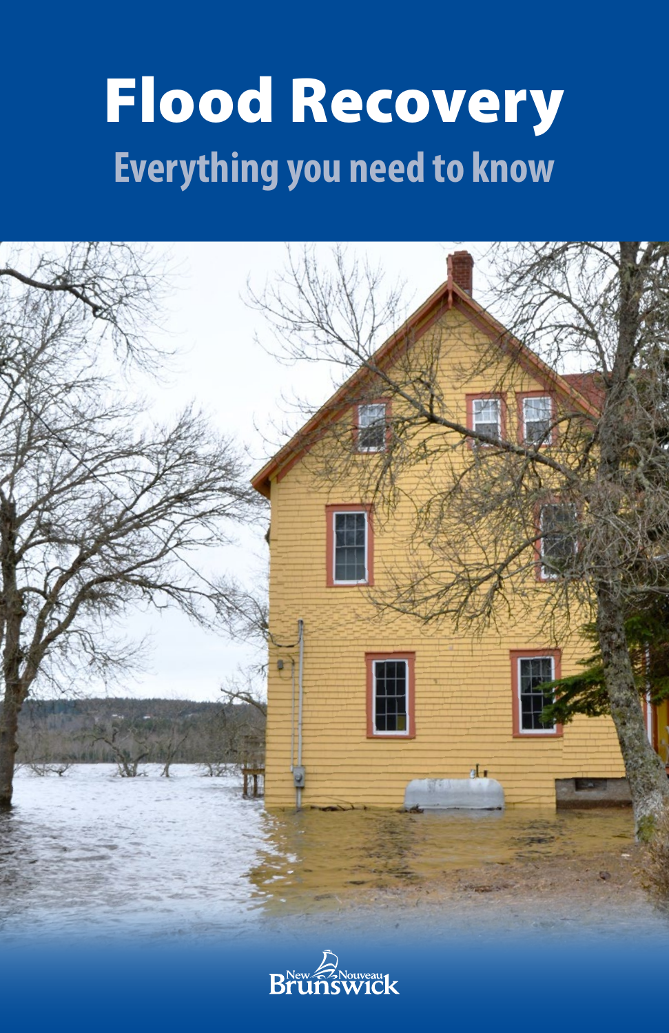# Flood Recovery

## Everything you need to know

New Nouveau Brunswick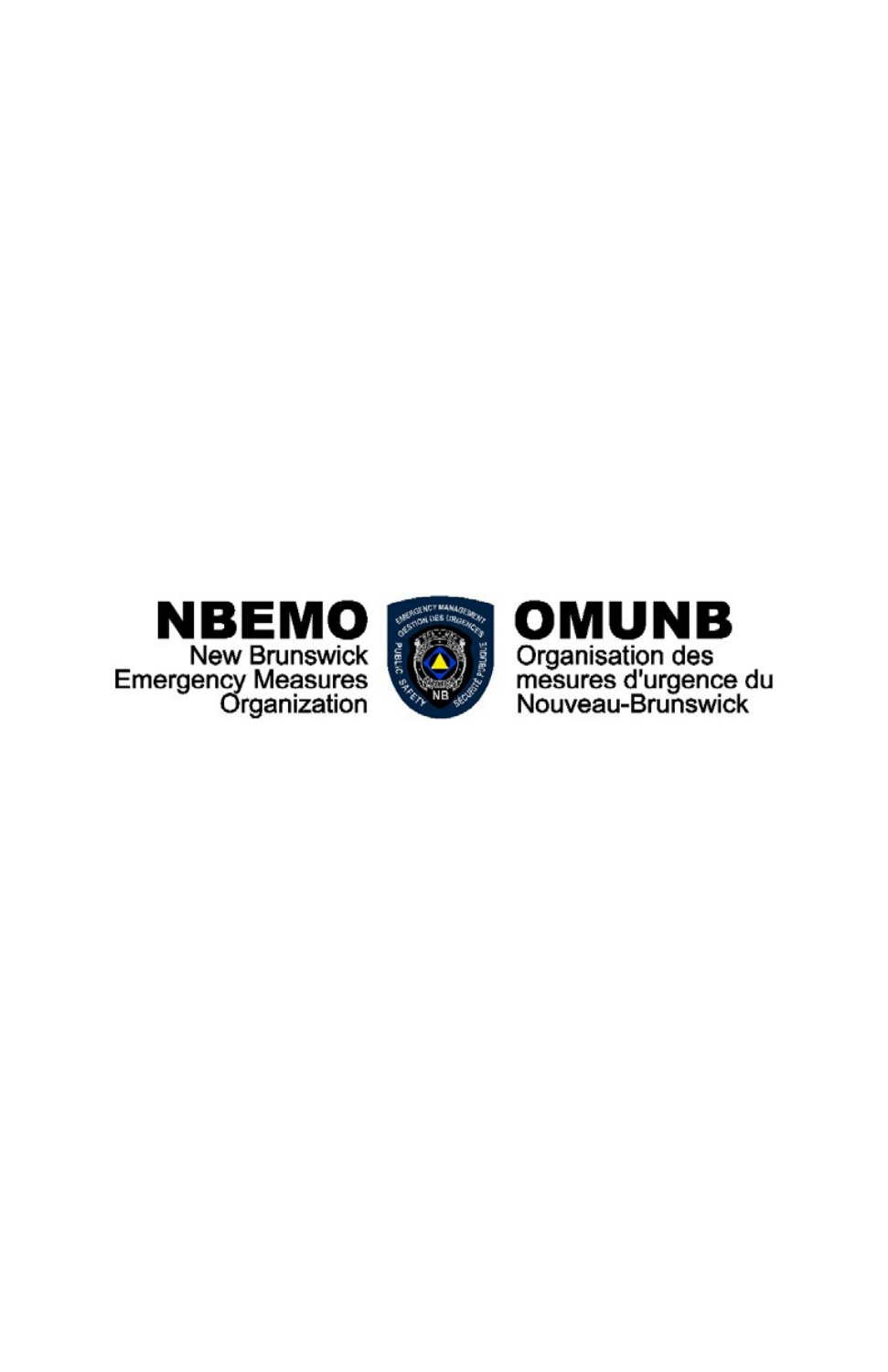**NBEMO**
New Brunswick
Emergency Measures
Organization

**OMUNB**
Organisation des
mesures d'urgence du
Nouveau-Brunswick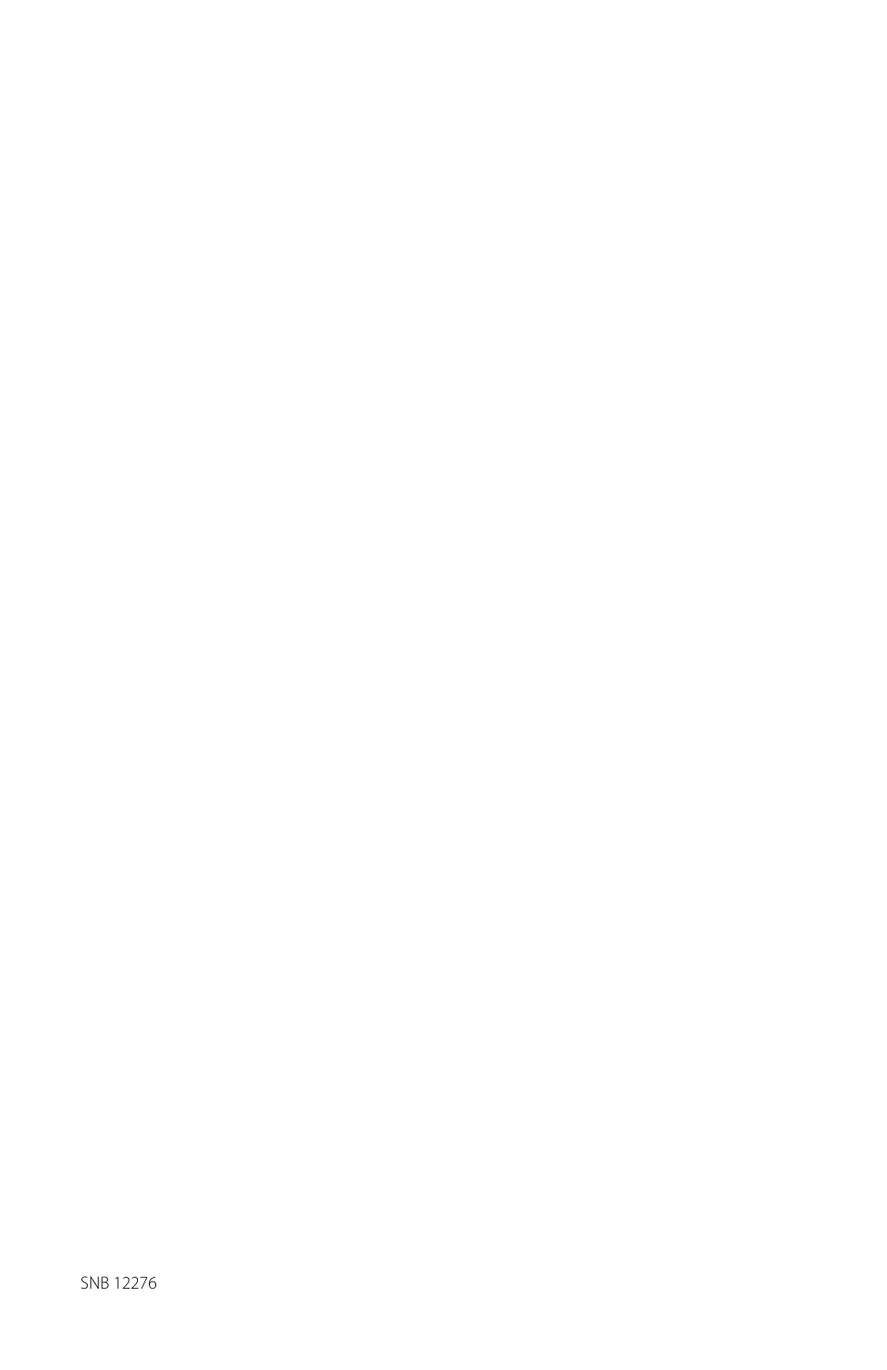SNB 12276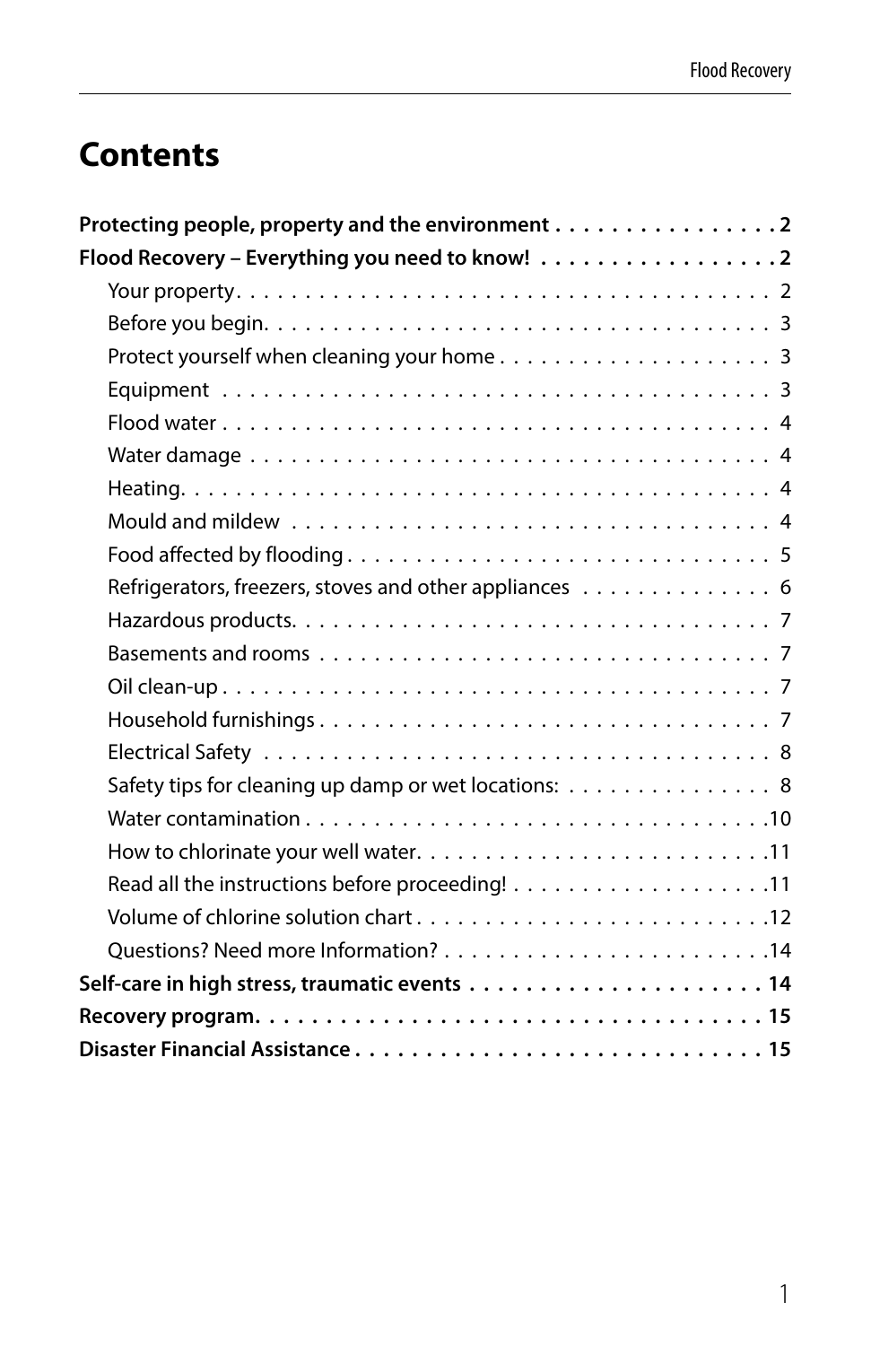# Contents

**Protecting people, property and the environment . . . . . . . . . . . . . . . . 2**

**Flood Recovery – Everything you need to know! . . . . . . . . . . . . . . . . . 2**

- Your property . . . . . . . . . . . . . . . . . . . . . . . . . . . . . . . . . . . . . . . . 2
- Before you begin. . . . . . . . . . . . . . . . . . . . . . . . . . . . . . . . . . . . . . 3
- Protect yourself when cleaning your home . . . . . . . . . . . . . . . . . . . . 3
- Equipment . . . . . . . . . . . . . . . . . . . . . . . . . . . . . . . . . . . . . . . . . 3
- Flood water . . . . . . . . . . . . . . . . . . . . . . . . . . . . . . . . . . . . . . . . . 4
- Water damage . . . . . . . . . . . . . . . . . . . . . . . . . . . . . . . . . . . . . . . 4
- Heating. . . . . . . . . . . . . . . . . . . . . . . . . . . . . . . . . . . . . . . . . . . . 4
- Mould and mildew . . . . . . . . . . . . . . . . . . . . . . . . . . . . . . . . . . . . 4
- Food affected by flooding . . . . . . . . . . . . . . . . . . . . . . . . . . . . . . . 5
- Refrigerators, freezers, stoves and other appliances . . . . . . . . . . . . . . 6
- Hazardous products. . . . . . . . . . . . . . . . . . . . . . . . . . . . . . . . . . . 7
- Basements and rooms . . . . . . . . . . . . . . . . . . . . . . . . . . . . . . . . . . 7
- Oil clean-up . . . . . . . . . . . . . . . . . . . . . . . . . . . . . . . . . . . . . . . . . 7
- Household furnishings . . . . . . . . . . . . . . . . . . . . . . . . . . . . . . . . . 7
- Electrical Safety . . . . . . . . . . . . . . . . . . . . . . . . . . . . . . . . . . . . . . 8
- Safety tips for cleaning up damp or wet locations: . . . . . . . . . . . . . . . 8
- Water contamination . . . . . . . . . . . . . . . . . . . . . . . . . . . . . . . . . . 10
- How to chlorinate your well water. . . . . . . . . . . . . . . . . . . . . . . . . . 11
- Read all the instructions before proceeding! . . . . . . . . . . . . . . . . . . . 11
- Volume of chlorine solution chart . . . . . . . . . . . . . . . . . . . . . . . . . . 12
- Questions? Need more Information? . . . . . . . . . . . . . . . . . . . . . . . . 14

**Self-care in high stress, traumatic events . . . . . . . . . . . . . . . . . . . . . 14**

**Recovery program. . . . . . . . . . . . . . . . . . . . . . . . . . . . . . . . . . . . . 15**

**Disaster Financial Assistance . . . . . . . . . . . . . . . . . . . . . . . . . . . . . 15**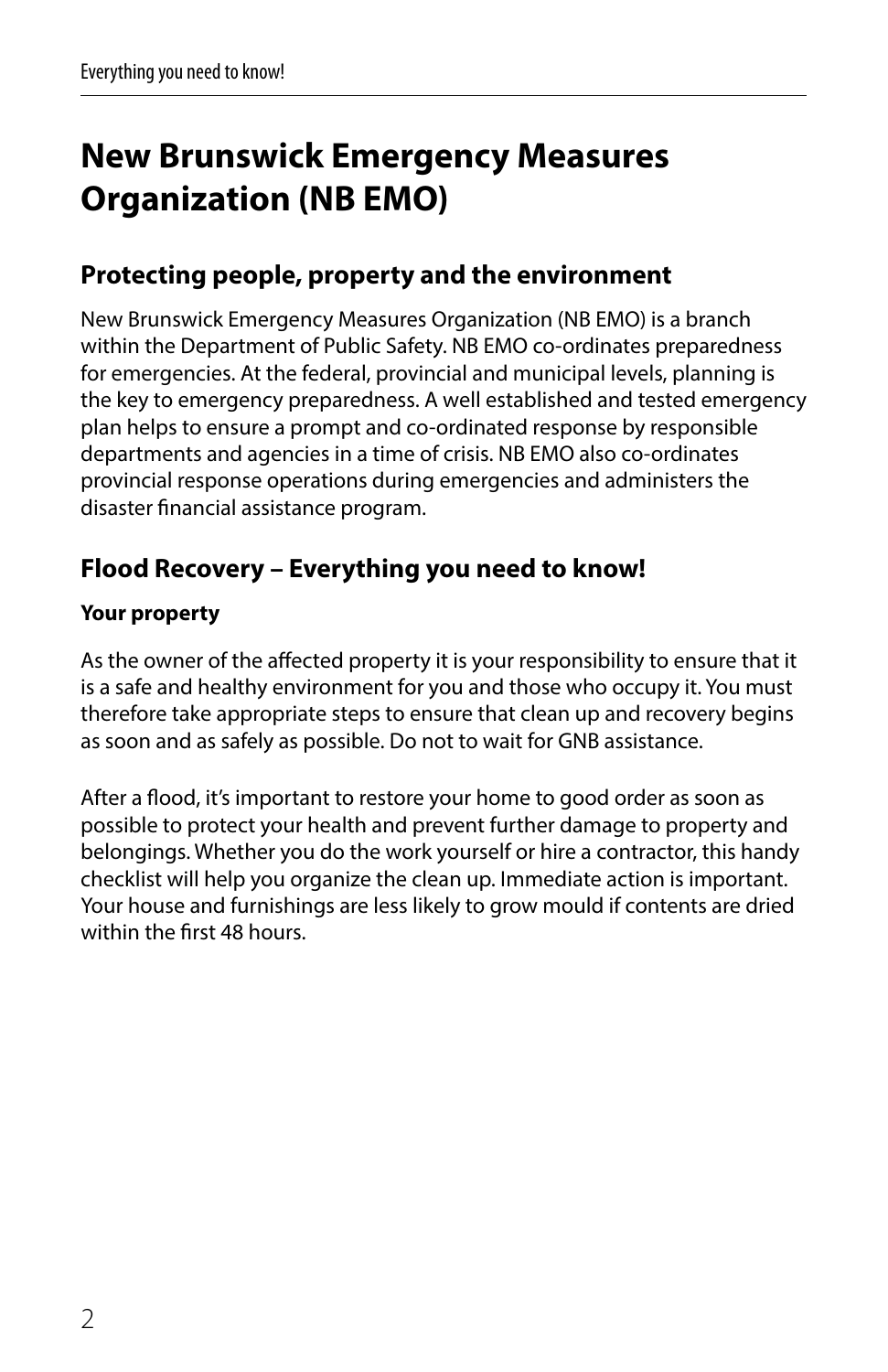# New Brunswick Emergency Measures Organization (NB EMO)

## Protecting people, property and the environment

New Brunswick Emergency Measures Organization (NB EMO) is a branch within the Department of Public Safety. NB EMO co-ordinates preparedness for emergencies. At the federal, provincial and municipal levels, planning is the key to emergency preparedness. A well established and tested emergency plan helps to ensure a prompt and co-ordinated response by responsible departments and agencies in a time of crisis. NB EMO also co-ordinates provincial response operations during emergencies and administers the disaster financial assistance program.

## Flood Recovery – Everything you need to know!

### Your property

As the owner of the affected property it is your responsibility to ensure that it is a safe and healthy environment for you and those who occupy it. You must therefore take appropriate steps to ensure that clean up and recovery begins as soon and as safely as possible. Do not to wait for GNB assistance.

After a flood, it's important to restore your home to good order as soon as possible to protect your health and prevent further damage to property and belongings. Whether you do the work yourself or hire a contractor, this handy checklist will help you organize the clean up. Immediate action is important. Your house and furnishings are less likely to grow mould if contents are dried within the first 48 hours.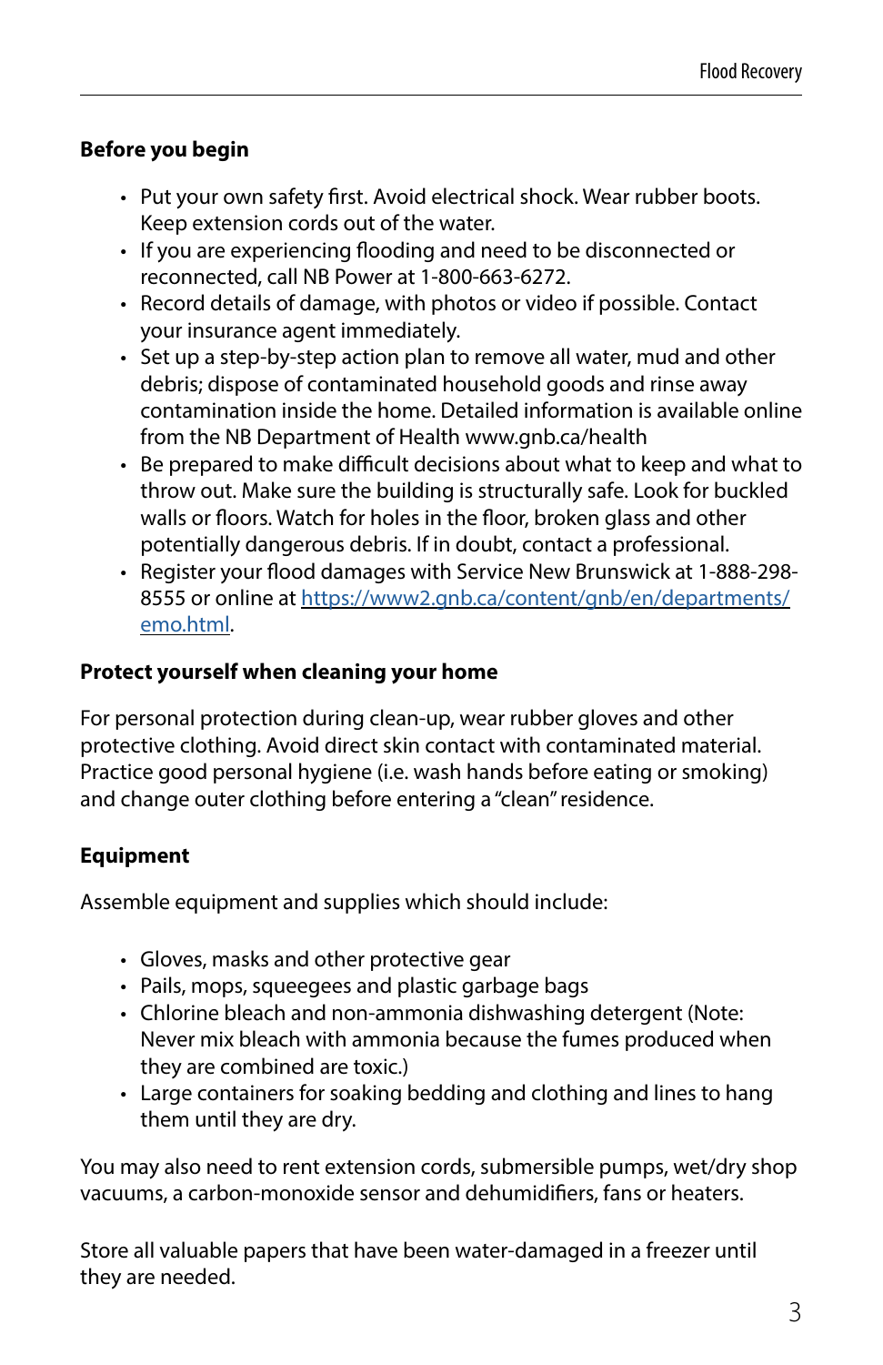### Before you begin

- Put your own safety first. Avoid electrical shock. Wear rubber boots. Keep extension cords out of the water.
- If you are experiencing flooding and need to be disconnected or reconnected, call NB Power at 1-800-663-6272.
- Record details of damage, with photos or video if possible. Contact your insurance agent immediately.
- Set up a step-by-step action plan to remove all water, mud and other debris; dispose of contaminated household goods and rinse away contamination inside the home. Detailed information is available online from the NB Department of Health www.gnb.ca/health
- Be prepared to make difficult decisions about what to keep and what to throw out. Make sure the building is structurally safe. Look for buckled walls or floors. Watch for holes in the floor, broken glass and other potentially dangerous debris. If in doubt, contact a professional.
- Register your flood damages with Service New Brunswick at 1-888-298-8555 or online at [https://www2.gnb.ca/content/gnb/en/departments/emo.html](https://www2.gnb.ca/content/gnb/en/departments/emo.html).

### Protect yourself when cleaning your home

For personal protection during clean-up, wear rubber gloves and other protective clothing. Avoid direct skin contact with contaminated material. Practice good personal hygiene (i.e. wash hands before eating or smoking) and change outer clothing before entering a "clean" residence.

### Equipment

Assemble equipment and supplies which should include:

- Gloves, masks and other protective gear
- Pails, mops, squeegees and plastic garbage bags
- Chlorine bleach and non-ammonia dishwashing detergent (Note: Never mix bleach with ammonia because the fumes produced when they are combined are toxic.)
- Large containers for soaking bedding and clothing and lines to hang them until they are dry.

You may also need to rent extension cords, submersible pumps, wet/dry shop vacuums, a carbon-monoxide sensor and dehumidifiers, fans or heaters.

Store all valuable papers that have been water-damaged in a freezer until they are needed.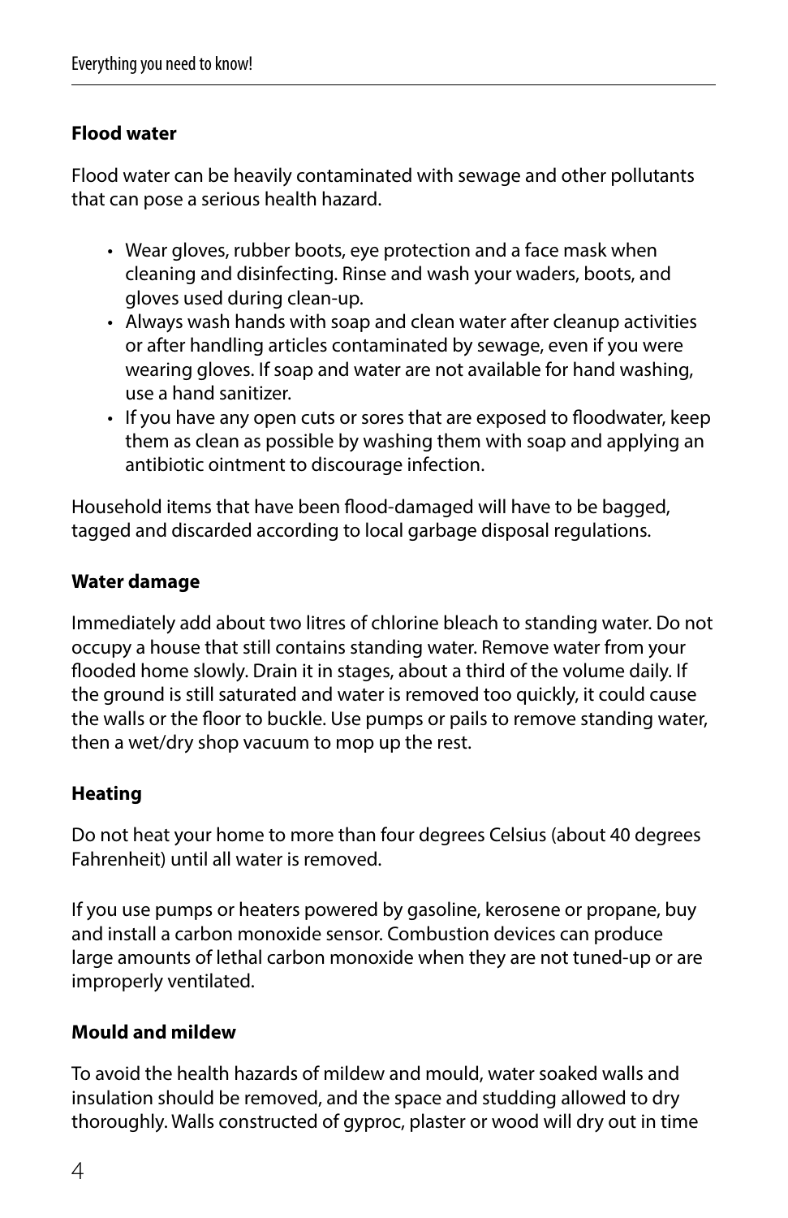### Flood water

Flood water can be heavily contaminated with sewage and other pollutants that can pose a serious health hazard.

- Wear gloves, rubber boots, eye protection and a face mask when cleaning and disinfecting. Rinse and wash your waders, boots, and gloves used during clean-up.
- Always wash hands with soap and clean water after cleanup activities or after handling articles contaminated by sewage, even if you were wearing gloves. If soap and water are not available for hand washing, use a hand sanitizer.
- If you have any open cuts or sores that are exposed to floodwater, keep them as clean as possible by washing them with soap and applying an antibiotic ointment to discourage infection.

Household items that have been flood-damaged will have to be bagged, tagged and discarded according to local garbage disposal regulations.

### Water damage

Immediately add about two litres of chlorine bleach to standing water. Do not occupy a house that still contains standing water. Remove water from your flooded home slowly. Drain it in stages, about a third of the volume daily. If the ground is still saturated and water is removed too quickly, it could cause the walls or the floor to buckle. Use pumps or pails to remove standing water, then a wet/dry shop vacuum to mop up the rest.

### Heating

Do not heat your home to more than four degrees Celsius (about 40 degrees Fahrenheit) until all water is removed.

If you use pumps or heaters powered by gasoline, kerosene or propane, buy and install a carbon monoxide sensor. Combustion devices can produce large amounts of lethal carbon monoxide when they are not tuned-up or are improperly ventilated.

### Mould and mildew

To avoid the health hazards of mildew and mould, water soaked walls and insulation should be removed, and the space and studding allowed to dry thoroughly. Walls constructed of gyproc, plaster or wood will dry out in time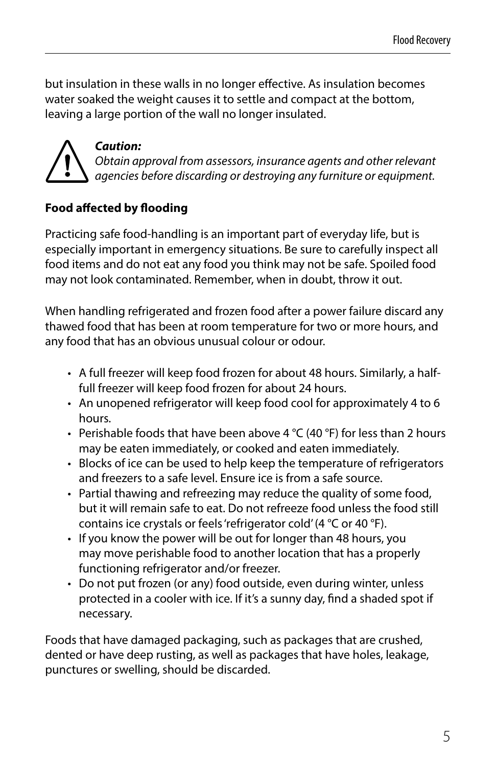but insulation in these walls in no longer effective. As insulation becomes water soaked the weight causes it to settle and compact at the bottom, leaving a large portion of the wall no longer insulated.

> ***Caution:***
> *Obtain approval from assessors, insurance agents and other relevant agencies before discarding or destroying any furniture or equipment.*

**Food affected by flooding**

Practicing safe food-handling is an important part of everyday life, but is especially important in emergency situations. Be sure to carefully inspect all food items and do not eat any food you think may not be safe. Spoiled food may not look contaminated. Remember, when in doubt, throw it out.

When handling refrigerated and frozen food after a power failure discard any thawed food that has been at room temperature for two or more hours, and any food that has an obvious unusual colour or odour.

- A full freezer will keep food frozen for about 48 hours. Similarly, a half-full freezer will keep food frozen for about 24 hours.
- An unopened refrigerator will keep food cool for approximately 4 to 6 hours.
- Perishable foods that have been above 4 °C (40 °F) for less than 2 hours may be eaten immediately, or cooked and eaten immediately.
- Blocks of ice can be used to help keep the temperature of refrigerators and freezers to a safe level. Ensure ice is from a safe source.
- Partial thawing and refreezing may reduce the quality of some food, but it will remain safe to eat. Do not refreeze food unless the food still contains ice crystals or feels 'refrigerator cold' (4 °C or 40 °F).
- If you know the power will be out for longer than 48 hours, you may move perishable food to another location that has a properly functioning refrigerator and/or freezer.
- Do not put frozen (or any) food outside, even during winter, unless protected in a cooler with ice. If it's a sunny day, find a shaded spot if necessary.

Foods that have damaged packaging, such as packages that are crushed, dented or have deep rusting, as well as packages that have holes, leakage, punctures or swelling, should be discarded.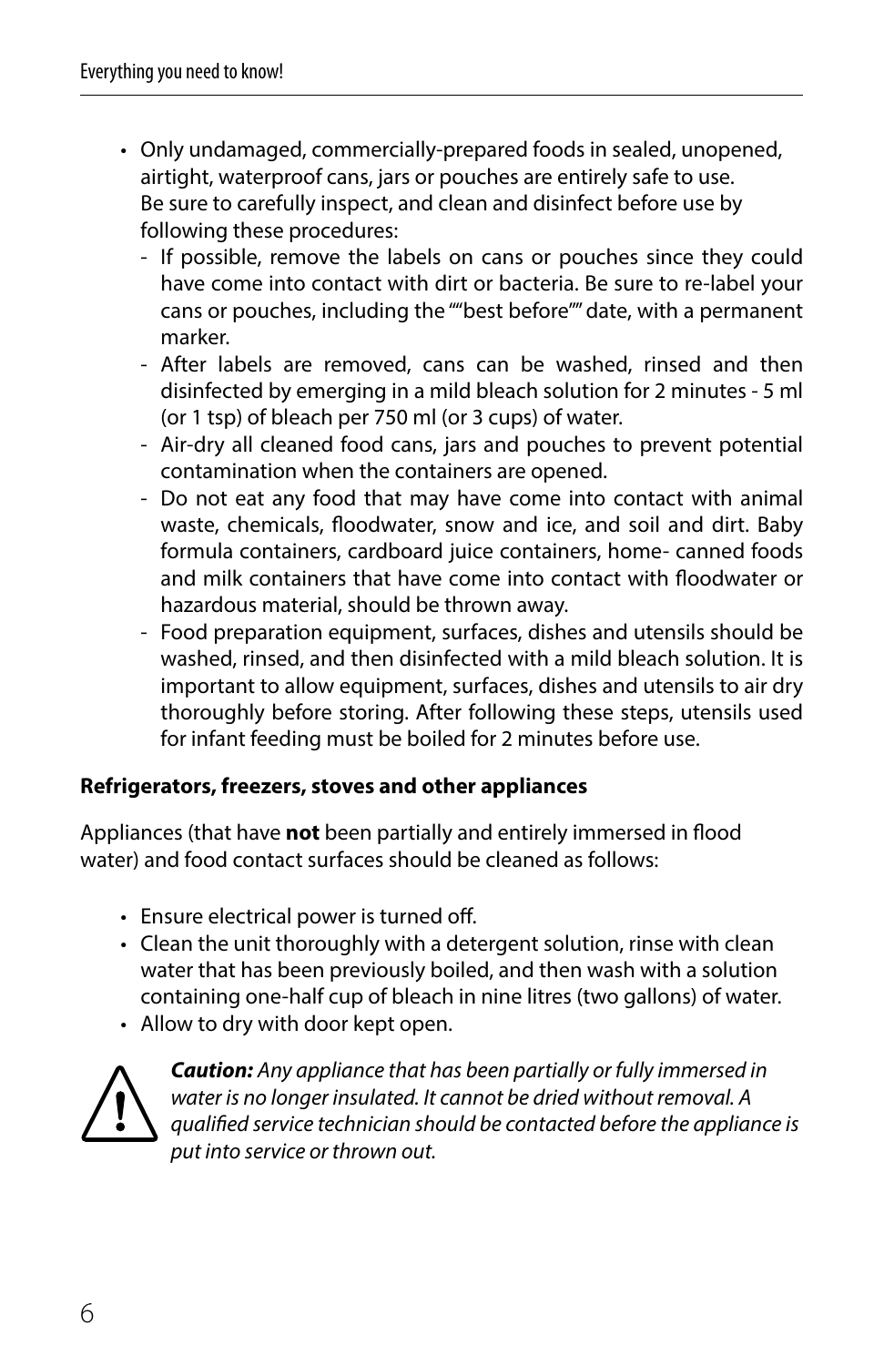- Only undamaged, commercially-prepared foods in sealed, unopened, airtight, waterproof cans, jars or pouches are entirely safe to use. Be sure to carefully inspect, and clean and disinfect before use by following these procedures:
  - If possible, remove the labels on cans or pouches since they could have come into contact with dirt or bacteria. Be sure to re-label your cans or pouches, including the ""best before"" date, with a permanent marker.
  - After labels are removed, cans can be washed, rinsed and then disinfected by emerging in a mild bleach solution for 2 minutes - 5 ml (or 1 tsp) of bleach per 750 ml (or 3 cups) of water.
  - Air-dry all cleaned food cans, jars and pouches to prevent potential contamination when the containers are opened.
  - Do not eat any food that may have come into contact with animal waste, chemicals, floodwater, snow and ice, and soil and dirt. Baby formula containers, cardboard juice containers, home- canned foods and milk containers that have come into contact with floodwater or hazardous material, should be thrown away.
  - Food preparation equipment, surfaces, dishes and utensils should be washed, rinsed, and then disinfected with a mild bleach solution. It is important to allow equipment, surfaces, dishes and utensils to air dry thoroughly before storing. After following these steps, utensils used for infant feeding must be boiled for 2 minutes before use.

**Refrigerators, freezers, stoves and other appliances**

Appliances (that have **not** been partially and entirely immersed in flood water) and food contact surfaces should be cleaned as follows:

- Ensure electrical power is turned off.
- Clean the unit thoroughly with a detergent solution, rinse with clean water that has been previously boiled, and then wash with a solution containing one-half cup of bleach in nine litres (two gallons) of water.
- Allow to dry with door kept open.

***Caution:*** *Any appliance that has been partially or fully immersed in water is no longer insulated. It cannot be dried without removal. A qualified service technician should be contacted before the appliance is put into service or thrown out.*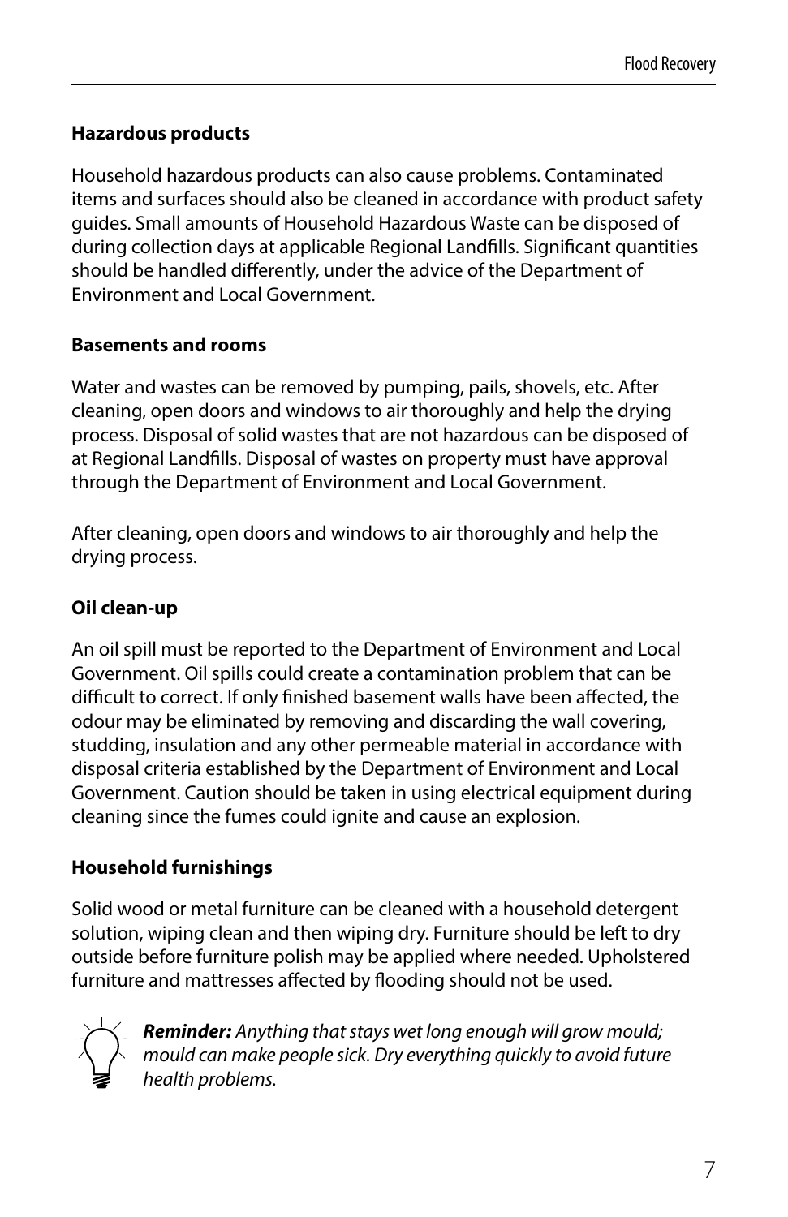### Hazardous products

Household hazardous products can also cause problems. Contaminated items and surfaces should also be cleaned in accordance with product safety guides. Small amounts of Household Hazardous Waste can be disposed of during collection days at applicable Regional Landfills. Significant quantities should be handled differently, under the advice of the Department of Environment and Local Government.

### Basements and rooms

Water and wastes can be removed by pumping, pails, shovels, etc. After cleaning, open doors and windows to air thoroughly and help the drying process. Disposal of solid wastes that are not hazardous can be disposed of at Regional Landfills. Disposal of wastes on property must have approval through the Department of Environment and Local Government.

After cleaning, open doors and windows to air thoroughly and help the drying process.

### Oil clean-up

An oil spill must be reported to the Department of Environment and Local Government. Oil spills could create a contamination problem that can be difficult to correct. If only finished basement walls have been affected, the odour may be eliminated by removing and discarding the wall covering, studding, insulation and any other permeable material in accordance with disposal criteria established by the Department of Environment and Local Government. Caution should be taken in using electrical equipment during cleaning since the fumes could ignite and cause an explosion.

### Household furnishings

Solid wood or metal furniture can be cleaned with a household detergent solution, wiping clean and then wiping dry. Furniture should be left to dry outside before furniture polish may be applied where needed. Upholstered furniture and mattresses affected by flooding should not be used.

***Reminder:*** *Anything that stays wet long enough will grow mould; mould can make people sick. Dry everything quickly to avoid future health problems.*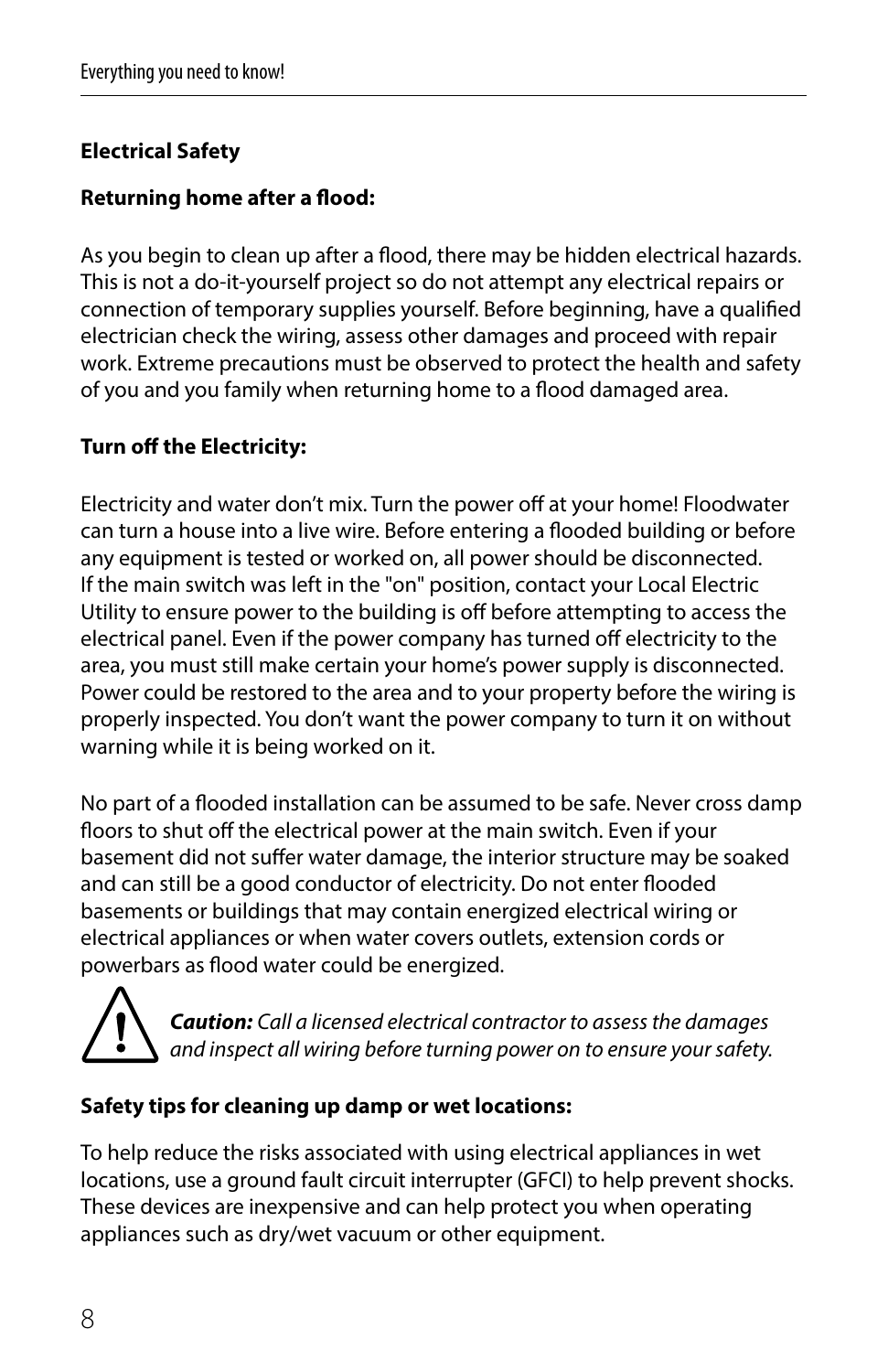**Electrical Safety**

**Returning home after a flood:**

As you begin to clean up after a flood, there may be hidden electrical hazards. This is not a do-it-yourself project so do not attempt any electrical repairs or connection of temporary supplies yourself. Before beginning, have a qualified electrician check the wiring, assess other damages and proceed with repair work. Extreme precautions must be observed to protect the health and safety of you and you family when returning home to a flood damaged area.

**Turn off the Electricity:**

Electricity and water don't mix. Turn the power off at your home! Floodwater can turn a house into a live wire. Before entering a flooded building or before any equipment is tested or worked on, all power should be disconnected. If the main switch was left in the "on" position, contact your Local Electric Utility to ensure power to the building is off before attempting to access the electrical panel. Even if the power company has turned off electricity to the area, you must still make certain your home's power supply is disconnected. Power could be restored to the area and to your property before the wiring is properly inspected. You don't want the power company to turn it on without warning while it is being worked on it.

No part of a flooded installation can be assumed to be safe. Never cross damp floors to shut off the electrical power at the main switch. Even if your basement did not suffer water damage, the interior structure may be soaked and can still be a good conductor of electricity. Do not enter flooded basements or buildings that may contain energized electrical wiring or electrical appliances or when water covers outlets, extension cords or powerbars as flood water could be energized.

***Caution:*** *Call a licensed electrical contractor to assess the damages and inspect all wiring before turning power on to ensure your safety.*

**Safety tips for cleaning up damp or wet locations:**

To help reduce the risks associated with using electrical appliances in wet locations, use a ground fault circuit interrupter (GFCI) to help prevent shocks. These devices are inexpensive and can help protect you when operating appliances such as dry/wet vacuum or other equipment.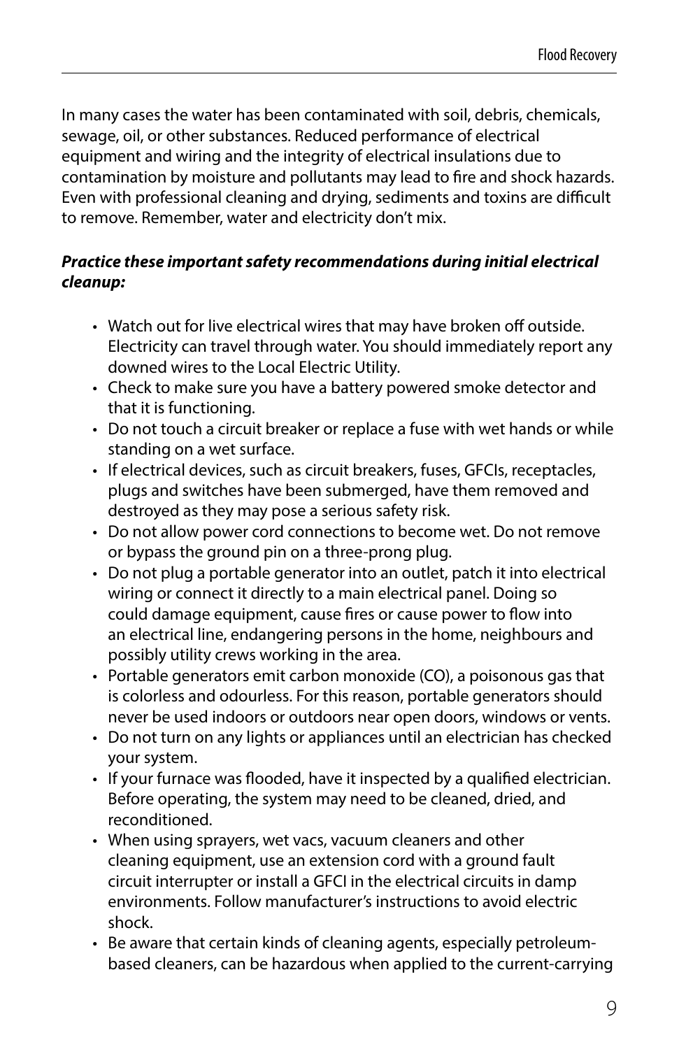In many cases the water has been contaminated with soil, debris, chemicals, sewage, oil, or other substances. Reduced performance of electrical equipment and wiring and the integrity of electrical insulations due to contamination by moisture and pollutants may lead to fire and shock hazards. Even with professional cleaning and drying, sediments and toxins are difficult to remove. Remember, water and electricity don't mix.

***Practice these important safety recommendations during initial electrical cleanup:***

- Watch out for live electrical wires that may have broken off outside. Electricity can travel through water. You should immediately report any downed wires to the Local Electric Utility.
- Check to make sure you have a battery powered smoke detector and that it is functioning.
- Do not touch a circuit breaker or replace a fuse with wet hands or while standing on a wet surface.
- If electrical devices, such as circuit breakers, fuses, GFCIs, receptacles, plugs and switches have been submerged, have them removed and destroyed as they may pose a serious safety risk.
- Do not allow power cord connections to become wet. Do not remove or bypass the ground pin on a three-prong plug.
- Do not plug a portable generator into an outlet, patch it into electrical wiring or connect it directly to a main electrical panel. Doing so could damage equipment, cause fires or cause power to flow into an electrical line, endangering persons in the home, neighbours and possibly utility crews working in the area.
- Portable generators emit carbon monoxide (CO), a poisonous gas that is colorless and odourless. For this reason, portable generators should never be used indoors or outdoors near open doors, windows or vents.
- Do not turn on any lights or appliances until an electrician has checked your system.
- If your furnace was flooded, have it inspected by a qualified electrician. Before operating, the system may need to be cleaned, dried, and reconditioned.
- When using sprayers, wet vacs, vacuum cleaners and other cleaning equipment, use an extension cord with a ground fault circuit interrupter or install a GFCI in the electrical circuits in damp environments. Follow manufacturer's instructions to avoid electric shock.
- Be aware that certain kinds of cleaning agents, especially petroleum-based cleaners, can be hazardous when applied to the current-carrying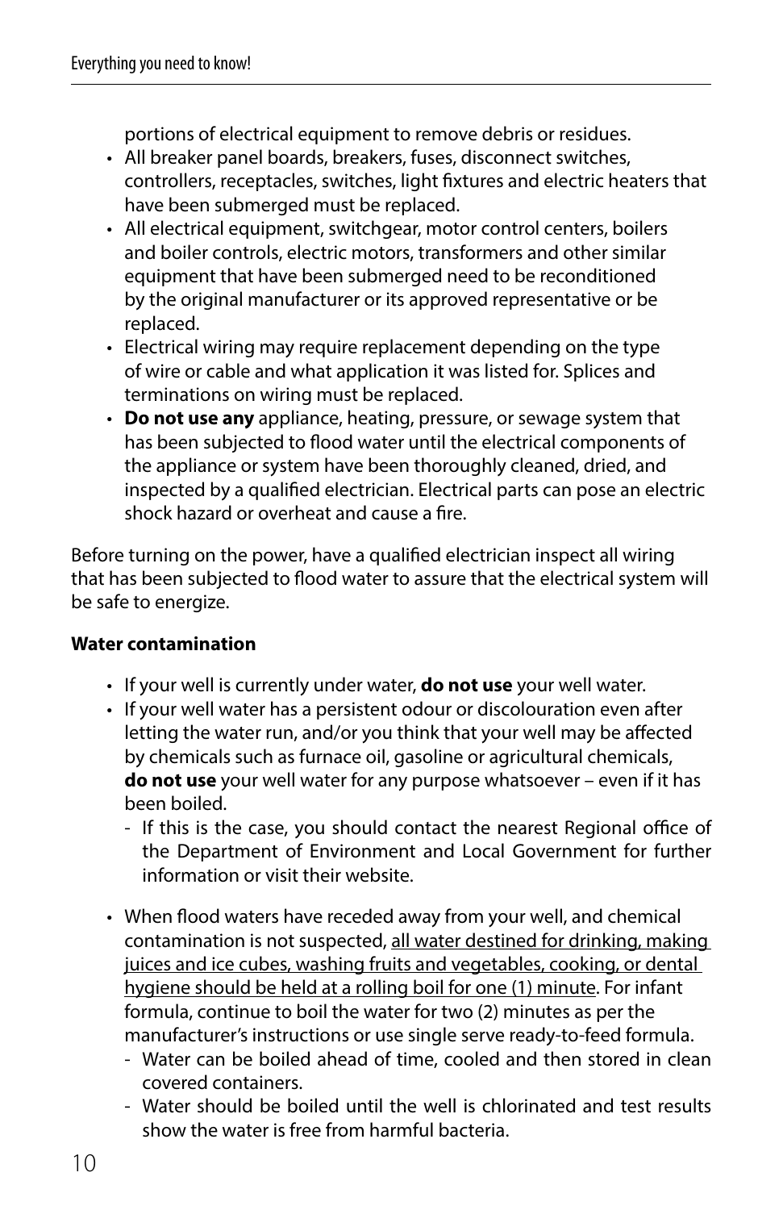portions of electrical equipment to remove debris or residues.

- All breaker panel boards, breakers, fuses, disconnect switches, controllers, receptacles, switches, light fixtures and electric heaters that have been submerged must be replaced.
- All electrical equipment, switchgear, motor control centers, boilers and boiler controls, electric motors, transformers and other similar equipment that have been submerged need to be reconditioned by the original manufacturer or its approved representative or be replaced.
- Electrical wiring may require replacement depending on the type of wire or cable and what application it was listed for. Splices and terminations on wiring must be replaced.
- **Do not use any** appliance, heating, pressure, or sewage system that has been subjected to flood water until the electrical components of the appliance or system have been thoroughly cleaned, dried, and inspected by a qualified electrician. Electrical parts can pose an electric shock hazard or overheat and cause a fire.

Before turning on the power, have a qualified electrician inspect all wiring that has been subjected to flood water to assure that the electrical system will be safe to energize.

**Water contamination**

- If your well is currently under water, **do not use** your well water.
- If your well water has a persistent odour or discolouration even after letting the water run, and/or you think that your well may be affected by chemicals such as furnace oil, gasoline or agricultural chemicals, **do not use** your well water for any purpose whatsoever – even if it has been boiled.
  - If this is the case, you should contact the nearest Regional office of the Department of Environment and Local Government for further information or visit their website.
- When flood waters have receded away from your well, and chemical contamination is not suspected, <u>all water destined for drinking, making juices and ice cubes, washing fruits and vegetables, cooking, or dental hygiene should be held at a rolling boil for one (1) minute</u>. For infant formula, continue to boil the water for two (2) minutes as per the manufacturer's instructions or use single serve ready-to-feed formula.
  - Water can be boiled ahead of time, cooled and then stored in clean covered containers.
  - Water should be boiled until the well is chlorinated and test results show the water is free from harmful bacteria.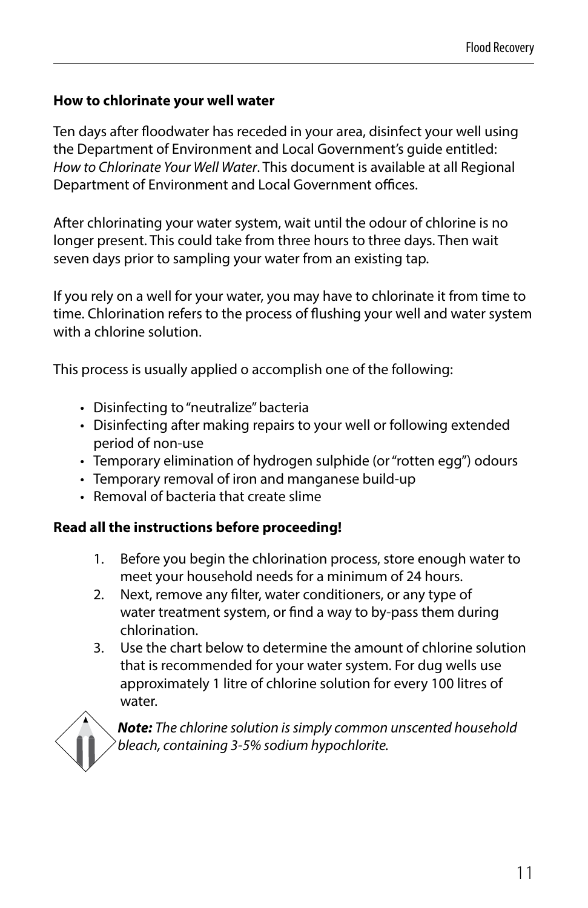**How to chlorinate your well water**

Ten days after floodwater has receded in your area, disinfect your well using the Department of Environment and Local Government's guide entitled: *How to Chlorinate Your Well Water*. This document is available at all Regional Department of Environment and Local Government offices.

After chlorinating your water system, wait until the odour of chlorine is no longer present. This could take from three hours to three days. Then wait seven days prior to sampling your water from an existing tap.

If you rely on a well for your water, you may have to chlorinate it from time to time. Chlorination refers to the process of flushing your well and water system with a chlorine solution.

This process is usually applied o accomplish one of the following:

- Disinfecting to "neutralize" bacteria
- Disinfecting after making repairs to your well or following extended period of non-use
- Temporary elimination of hydrogen sulphide (or "rotten egg") odours
- Temporary removal of iron and manganese build-up
- Removal of bacteria that create slime

**Read all the instructions before proceeding!**

1. Before you begin the chlorination process, store enough water to meet your household needs for a minimum of 24 hours.
2. Next, remove any filter, water conditioners, or any type of water treatment system, or find a way to by-pass them during chlorination.
3. Use the chart below to determine the amount of chlorine solution that is recommended for your water system. For dug wells use approximately 1 litre of chlorine solution for every 100 litres of water.

***Note:*** *The chlorine solution is simply common unscented household bleach, containing 3-5% sodium hypochlorite.*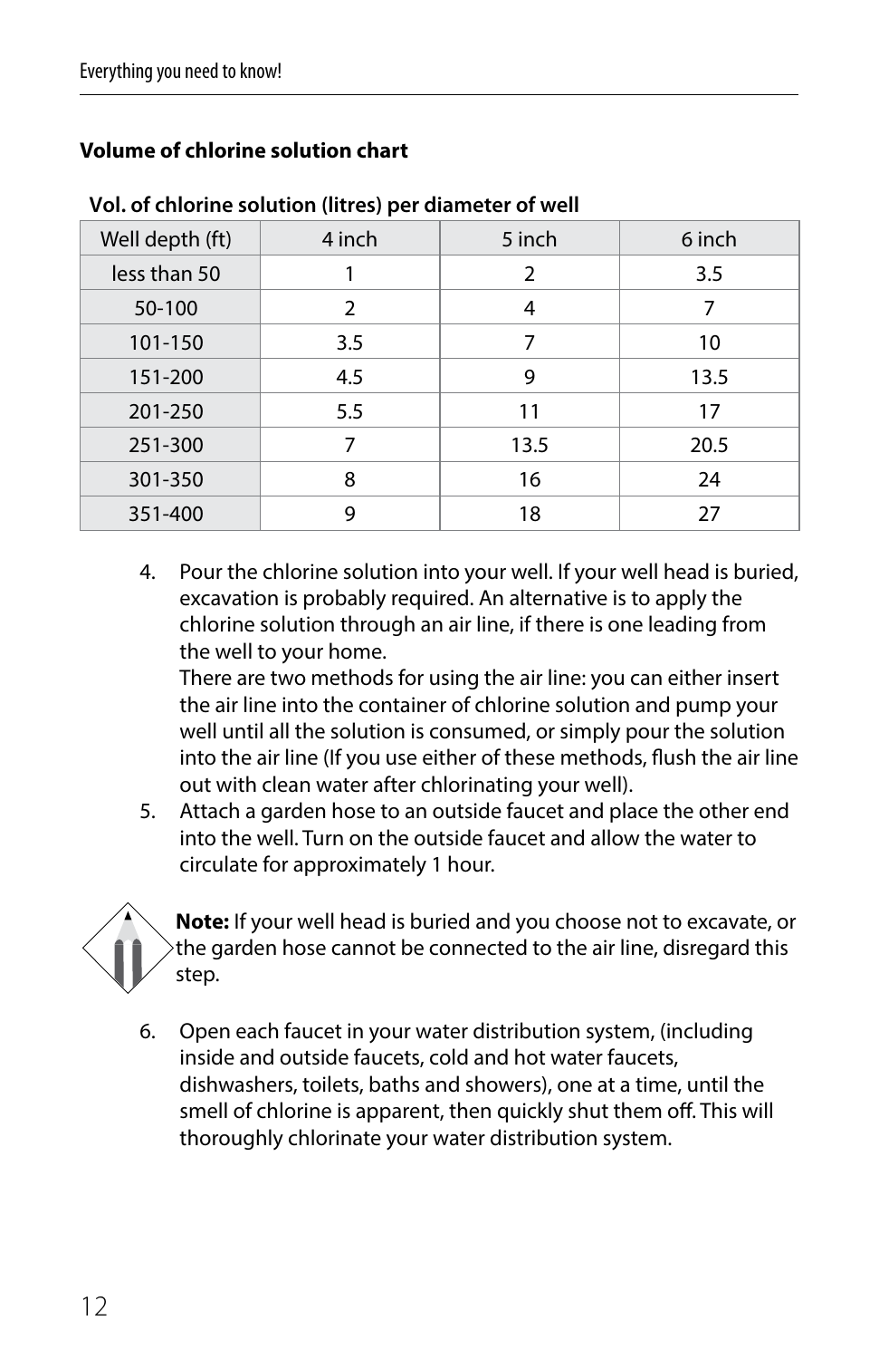### Volume of chlorine solution chart

**Vol. of chlorine solution (litres) per diameter of well**

| Well depth (ft) | 4 inch | 5 inch | 6 inch |
|---|---|---|---|
| less than 50 | 1 | 2 | 3.5 |
| 50-100 | 2 | 4 | 7 |
| 101-150 | 3.5 | 7 | 10 |
| 151-200 | 4.5 | 9 | 13.5 |
| 201-250 | 5.5 | 11 | 17 |
| 251-300 | 7 | 13.5 | 20.5 |
| 301-350 | 8 | 16 | 24 |
| 351-400 | 9 | 18 | 27 |

4. Pour the chlorine solution into your well. If your well head is buried, excavation is probably required. An alternative is to apply the chlorine solution through an air line, if there is one leading from the well to your home.
   There are two methods for using the air line: you can either insert the air line into the container of chlorine solution and pump your well until all the solution is consumed, or simply pour the solution into the air line (If you use either of these methods, flush the air line out with clean water after chlorinating your well).
5. Attach a garden hose to an outside faucet and place the other end into the well. Turn on the outside faucet and allow the water to circulate for approximately 1 hour.

**Note:** If your well head is buried and you choose not to excavate, or the garden hose cannot be connected to the air line, disregard this step.

6. Open each faucet in your water distribution system, (including inside and outside faucets, cold and hot water faucets, dishwashers, toilets, baths and showers), one at a time, until the smell of chlorine is apparent, then quickly shut them off. This will thoroughly chlorinate your water distribution system.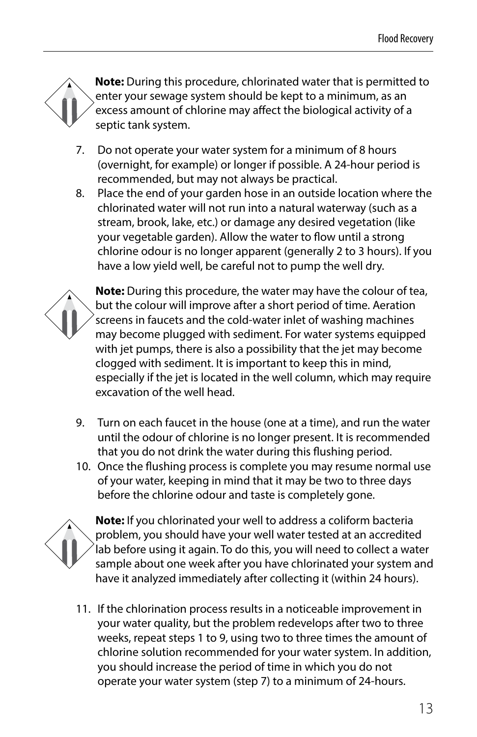**Note:** During this procedure, chlorinated water that is permitted to enter your sewage system should be kept to a minimum, as an excess amount of chlorine may affect the biological activity of a septic tank system.

7. Do not operate your water system for a minimum of 8 hours (overnight, for example) or longer if possible. A 24-hour period is recommended, but may not always be practical.
8. Place the end of your garden hose in an outside location where the chlorinated water will not run into a natural waterway (such as a stream, brook, lake, etc.) or damage any desired vegetation (like your vegetable garden). Allow the water to flow until a strong chlorine odour is no longer apparent (generally 2 to 3 hours). If you have a low yield well, be careful not to pump the well dry.

**Note:** During this procedure, the water may have the colour of tea, but the colour will improve after a short period of time. Aeration screens in faucets and the cold-water inlet of washing machines may become plugged with sediment. For water systems equipped with jet pumps, there is also a possibility that the jet may become clogged with sediment. It is important to keep this in mind, especially if the jet is located in the well column, which may require excavation of the well head.

9. Turn on each faucet in the house (one at a time), and run the water until the odour of chlorine is no longer present. It is recommended that you do not drink the water during this flushing period.
10. Once the flushing process is complete you may resume normal use of your water, keeping in mind that it may be two to three days before the chlorine odour and taste is completely gone.

**Note:** If you chlorinated your well to address a coliform bacteria problem, you should have your well water tested at an accredited lab before using it again. To do this, you will need to collect a water sample about one week after you have chlorinated your system and have it analyzed immediately after collecting it (within 24 hours).

11. If the chlorination process results in a noticeable improvement in your water quality, but the problem redevelops after two to three weeks, repeat steps 1 to 9, using two to three times the amount of chlorine solution recommended for your water system. In addition, you should increase the period of time in which you do not operate your water system (step 7) to a minimum of 24-hours.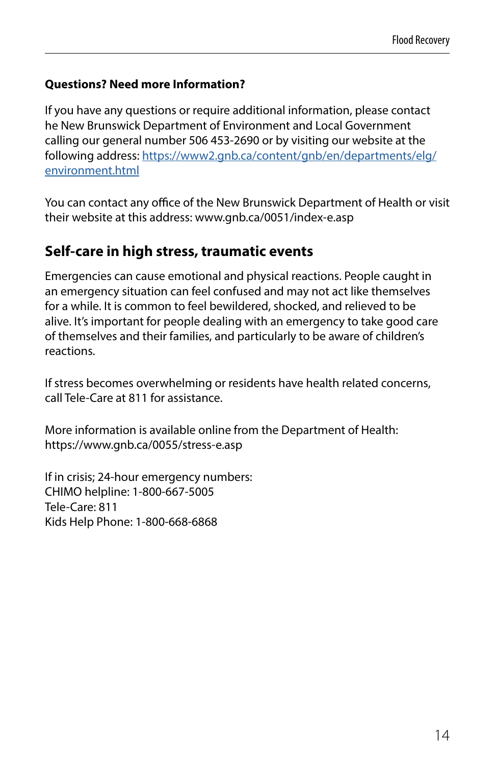**Questions? Need more Information?**

If you have any questions or require additional information, please contact he New Brunswick Department of Environment and Local Government calling our general number 506 453-2690 or by visiting our website at the following address: https://www2.gnb.ca/content/gnb/en/departments/elg/environment.html

You can contact any office of the New Brunswick Department of Health or visit their website at this address: www.gnb.ca/0051/index-e.asp

## Self-care in high stress, traumatic events

Emergencies can cause emotional and physical reactions. People caught in an emergency situation can feel confused and may not act like themselves for a while. It is common to feel bewildered, shocked, and relieved to be alive. It's important for people dealing with an emergency to take good care of themselves and their families, and particularly to be aware of children's reactions.

If stress becomes overwhelming or residents have health related concerns, call Tele-Care at 811 for assistance.

More information is available online from the Department of Health: https://www.gnb.ca/0055/stress-e.asp

If in crisis; 24-hour emergency numbers:
CHIMO helpline: 1-800-667-5005
Tele-Care: 811
Kids Help Phone: 1-800-668-6868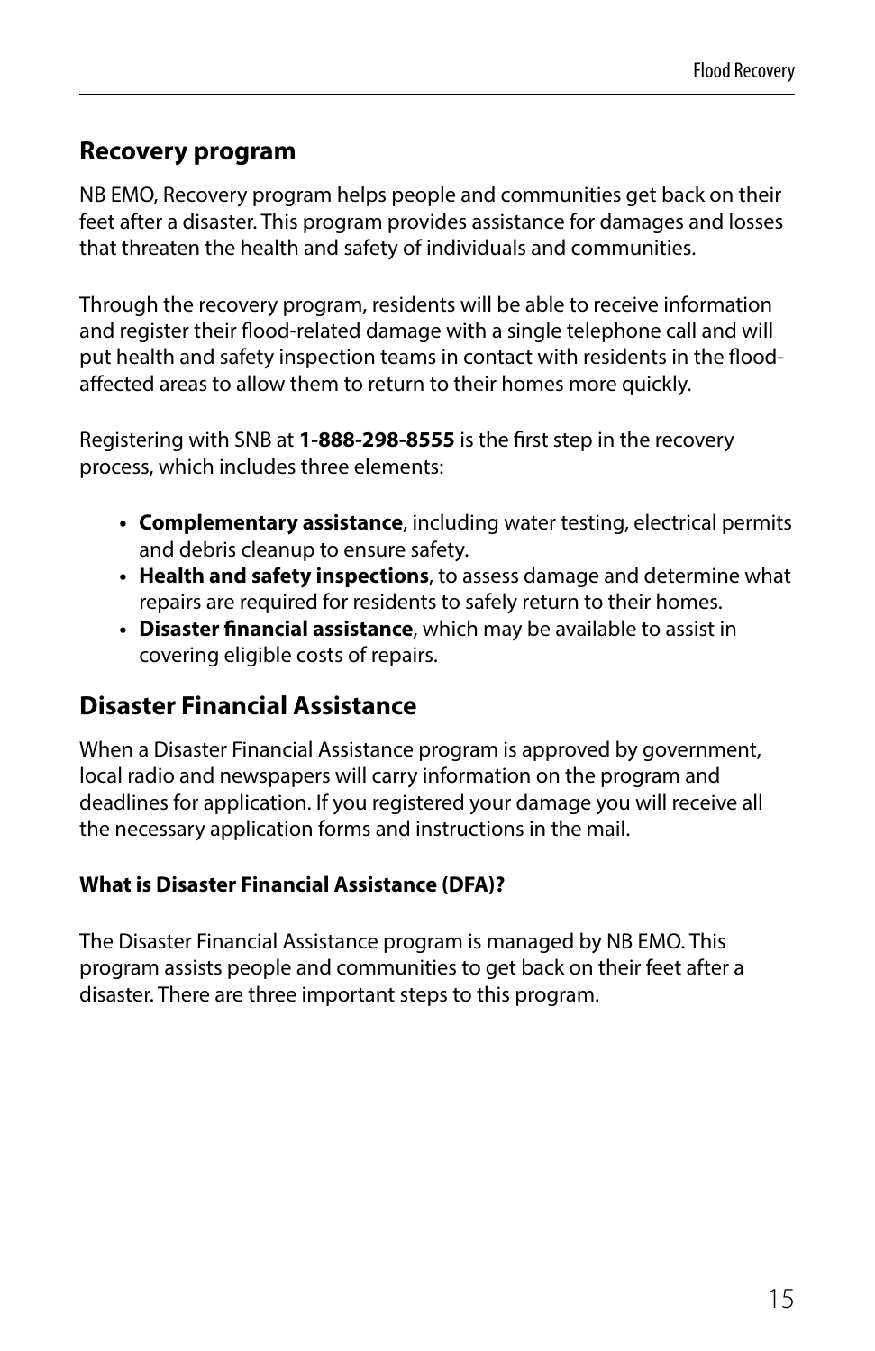## Recovery program

NB EMO, Recovery program helps people and communities get back on their feet after a disaster. This program provides assistance for damages and losses that threaten the health and safety of individuals and communities.

Through the recovery program, residents will be able to receive information and register their flood-related damage with a single telephone call and will put health and safety inspection teams in contact with residents in the flood-affected areas to allow them to return to their homes more quickly.

Registering with SNB at **1-888-298-8555** is the first step in the recovery process, which includes three elements:

- **Complementary assistance**, including water testing, electrical permits and debris cleanup to ensure safety.
- **Health and safety inspections**, to assess damage and determine what repairs are required for residents to safely return to their homes.
- **Disaster financial assistance**, which may be available to assist in covering eligible costs of repairs.

## Disaster Financial Assistance

When a Disaster Financial Assistance program is approved by government, local radio and newspapers will carry information on the program and deadlines for application. If you registered your damage you will receive all the necessary application forms and instructions in the mail.

#### What is Disaster Financial Assistance (DFA)?

The Disaster Financial Assistance program is managed by NB EMO. This program assists people and communities to get back on their feet after a disaster. There are three important steps to this program.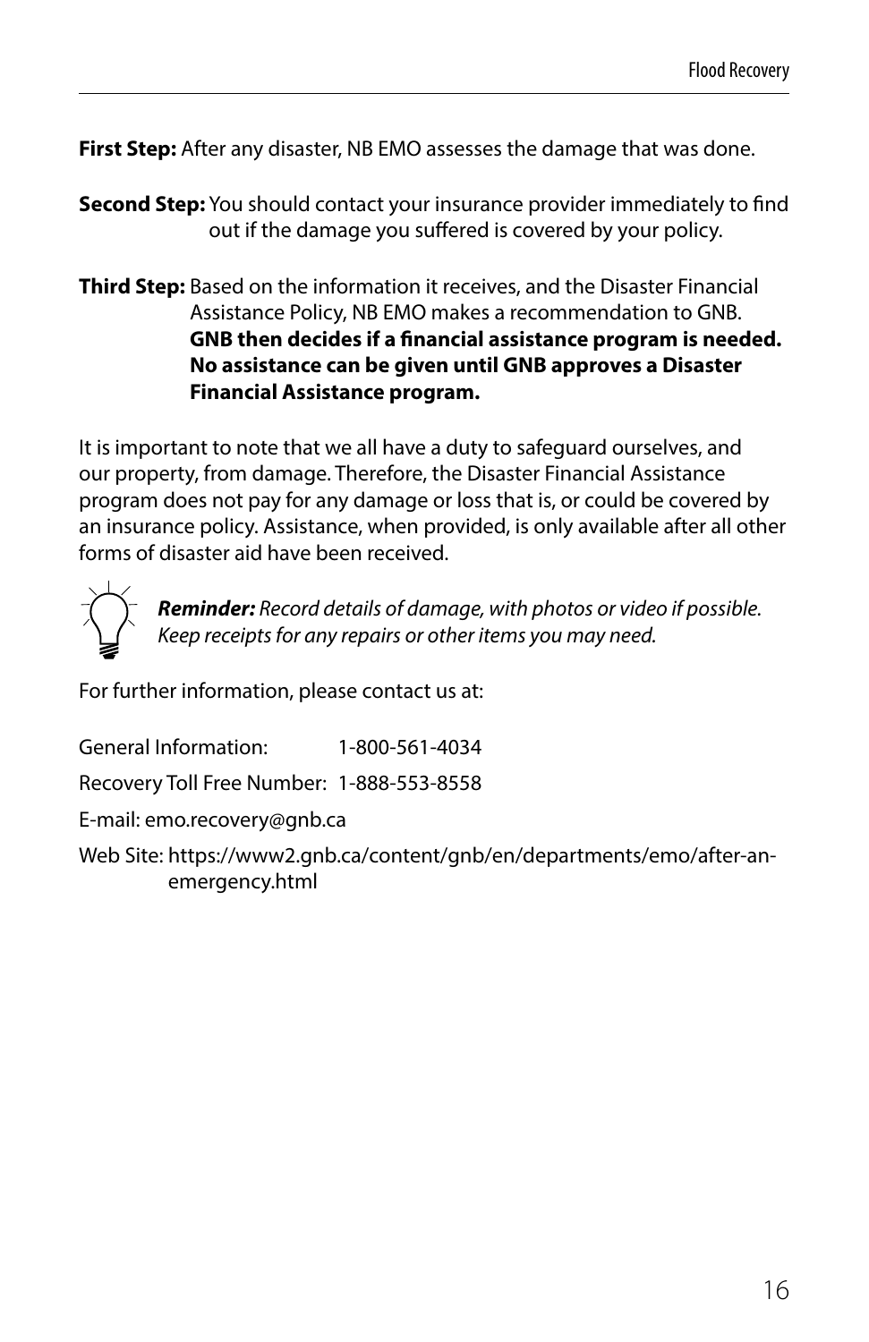**First Step:** After any disaster, NB EMO assesses the damage that was done.

**Second Step:** You should contact your insurance provider immediately to find out if the damage you suffered is covered by your policy.

**Third Step:** Based on the information it receives, and the Disaster Financial Assistance Policy, NB EMO makes a recommendation to GNB. **GNB then decides if a financial assistance program is needed. No assistance can be given until GNB approves a Disaster Financial Assistance program.**

It is important to note that we all have a duty to safeguard ourselves, and our property, from damage. Therefore, the Disaster Financial Assistance program does not pay for any damage or loss that is, or could be covered by an insurance policy. Assistance, when provided, is only available after all other forms of disaster aid have been received.

***Reminder:*** *Record details of damage, with photos or video if possible. Keep receipts for any repairs or other items you may need.*

For further information, please contact us at:

General Information: 1-800-561-4034

Recovery Toll Free Number: 1-888-553-8558

E-mail: emo.recovery@gnb.ca

Web Site: https://www2.gnb.ca/content/gnb/en/departments/emo/after-an-emergency.html